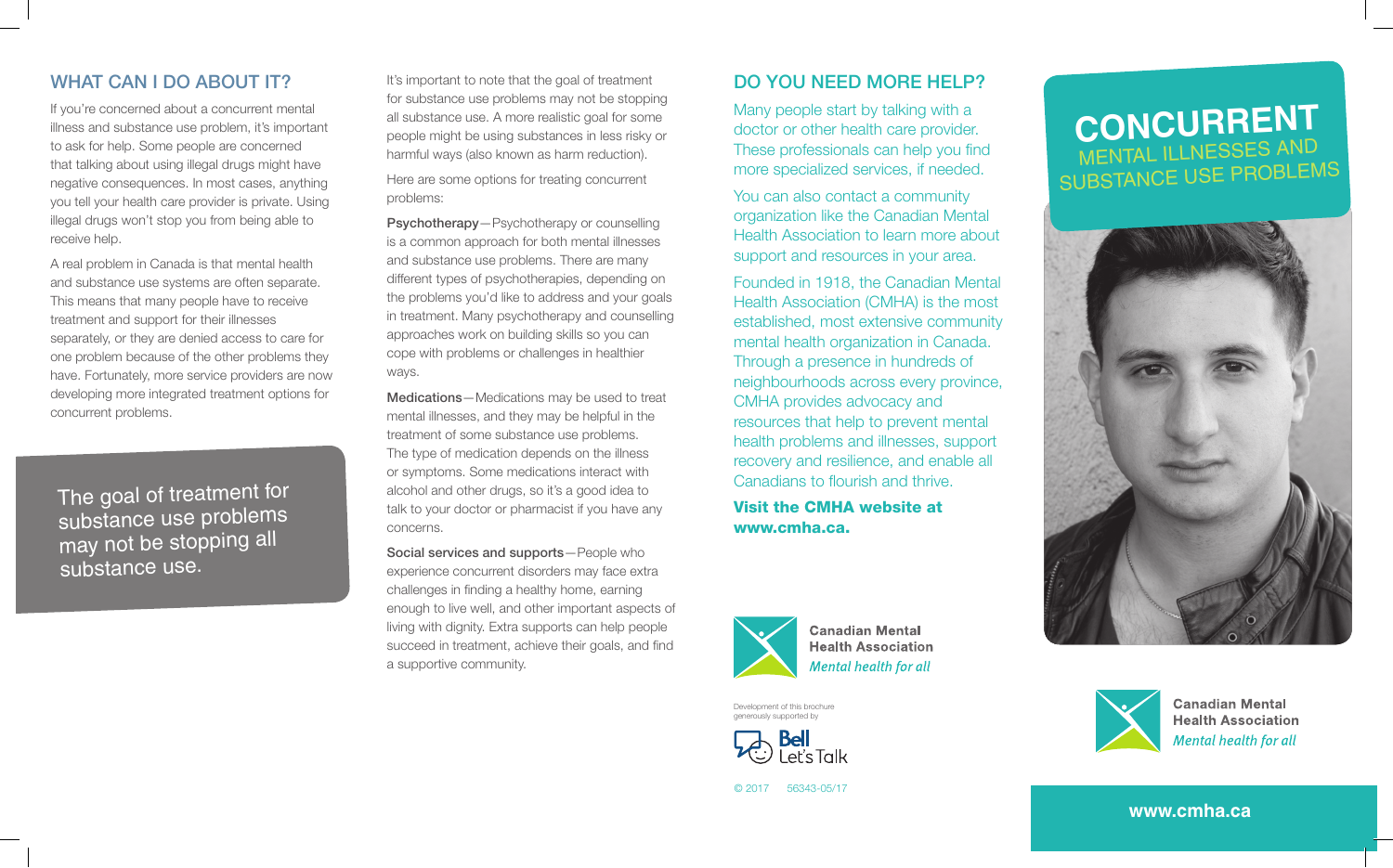## WHAT CAN I DO ABOUT IT?

If you're concerned about a concurrent mental illness and substance use problem, it's important to ask for help. Some people are concerned that talking about using illegal drugs might have negative consequences. In most cases, anything you tell your health care provider is private. Using illegal drugs won't stop you from being able to receive help.

A real problem in Canada is that mental health and substance use systems are often separate. This means that many people have to receive treatment and support for their illnesses separately, or they are denied access to care for one problem because of the other problems they have. Fortunately, more service providers are now developing more integrated treatment options for concurrent problems.

> The goal of treatment for substance use problems may not be stopping all substance use.

It's important to note that the goal of treatment for substance use problems may not be stopping all substance use. A more realistic goal for some people might be using substances in less risky or harmful ways (also known as harm reduction).

Here are some options for treating concurrent problems:

**Psychotherapy**—Psychotherapy or counselling is a common approach for both mental illnesses and substance use problems. There are many different types of psychotherapies, depending on the problems you'd like to address and your goals in treatment. Many psychotherapy and counselling approaches work on building skills so you can cope with problems or challenges in healthier ways.

**Medications**—Medications may be used to treat mental illnesses, and they may be helpful in the treatment of some substance use problems. The type of medication depends on the illness or symptoms. Some medications interact with alcohol and other drugs, so it's a good idea to talk to your doctor or pharmacist if you have any concerns.

**Social services and supports**—People who experience concurrent disorders may face extra challenges in finding a healthy home, earning enough to live well, and other important aspects of living with dignity. Extra supports can help people succeed in treatment, achieve their goals, and find a supportive community.

## DO YOU NEED MORE HELP?

Many people start by talking with a doctor or other health care provider. These professionals can help you find more specialized services, if needed.

You can also contact a community organization like the Canadian Mental Health Association to learn more about support and resources in your area.

Founded in 1918, the Canadian Mental Health Association (CMHA) is the most established, most extensive community mental health organization in Canada. Through a presence in hundreds of neighbourhoods across every province, CMHA provides advocacy and resources that help to prevent mental health problems and illnesses, support recovery and resilience, and enable all Canadians to flourish and thrive.

**Visit the CMHA website at www.cmha.ca.**

Canadian Mental Health Association
*Mental health for all*

Development of this brochure generously supported by Bell Let's Talk

© 2017 56343-05/17

# CONCURRENT MENTAL ILLNESSES AND SUBSTANCE USE PROBLEMS

Canadian Mental Health Association
*Mental health for all*

**www.cmha.ca**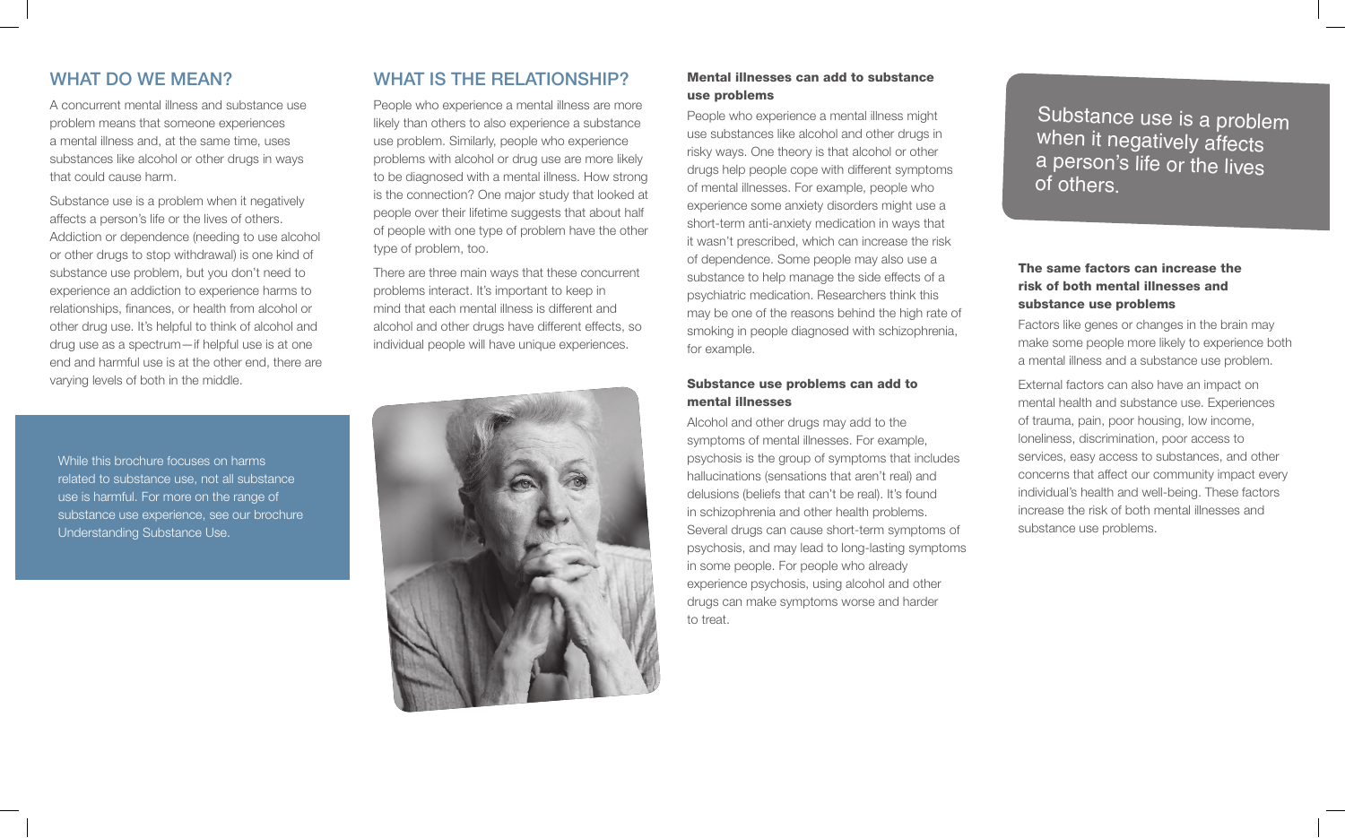## WHAT DO WE MEAN?

A concurrent mental illness and substance use problem means that someone experiences a mental illness and, at the same time, uses substances like alcohol or other drugs in ways that could cause harm.

Substance use is a problem when it negatively affects a person's life or the lives of others. Addiction or dependence (needing to use alcohol or other drugs to stop withdrawal) is one kind of substance use problem, but you don't need to experience an addiction to experience harms to relationships, finances, or health from alcohol or other drug use. It's helpful to think of alcohol and drug use as a spectrum—if helpful use is at one end and harmful use is at the other end, there are varying levels of both in the middle.

While this brochure focuses on harms related to substance use, not all substance use is harmful. For more on the range of substance use experience, see our brochure Understanding Substance Use.

## WHAT IS THE RELATIONSHIP?

People who experience a mental illness are more likely than others to also experience a substance use problem. Similarly, people who experience problems with alcohol or drug use are more likely to be diagnosed with a mental illness. How strong is the connection? One major study that looked at people over their lifetime suggests that about half of people with one type of problem have the other type of problem, too.

There are three main ways that these concurrent problems interact. It's important to keep in mind that each mental illness is different and alcohol and other drugs have different effects, so individual people will have unique experiences.

**Mental illnesses can add to substance use problems**

People who experience a mental illness might use substances like alcohol and other drugs in risky ways. One theory is that alcohol or other drugs help people cope with different symptoms of mental illnesses. For example, people who experience some anxiety disorders might use a short-term anti-anxiety medication in ways that it wasn't prescribed, which can increase the risk of dependence. Some people may also use a substance to help manage the side effects of a psychiatric medication. Researchers think this may be one of the reasons behind the high rate of smoking in people diagnosed with schizophrenia, for example.

**Substance use problems can add to mental illnesses**

Alcohol and other drugs may add to the symptoms of mental illnesses. For example, psychosis is the group of symptoms that includes hallucinations (sensations that aren't real) and delusions (beliefs that can't be real). It's found in schizophrenia and other health problems. Several drugs can cause short-term symptoms of psychosis, and may lead to long-lasting symptoms in some people. For people who already experience psychosis, using alcohol and other drugs can make symptoms worse and harder to treat.

Substance use is a problem when it negatively affects a person's life or the lives of others.

**The same factors can increase the risk of both mental illnesses and substance use problems**

Factors like genes or changes in the brain may make some people more likely to experience both a mental illness and a substance use problem.

External factors can also have an impact on mental health and substance use. Experiences of trauma, pain, poor housing, low income, loneliness, discrimination, poor access to services, easy access to substances, and other concerns that affect our community impact every individual's health and well-being. These factors increase the risk of both mental illnesses and substance use problems.